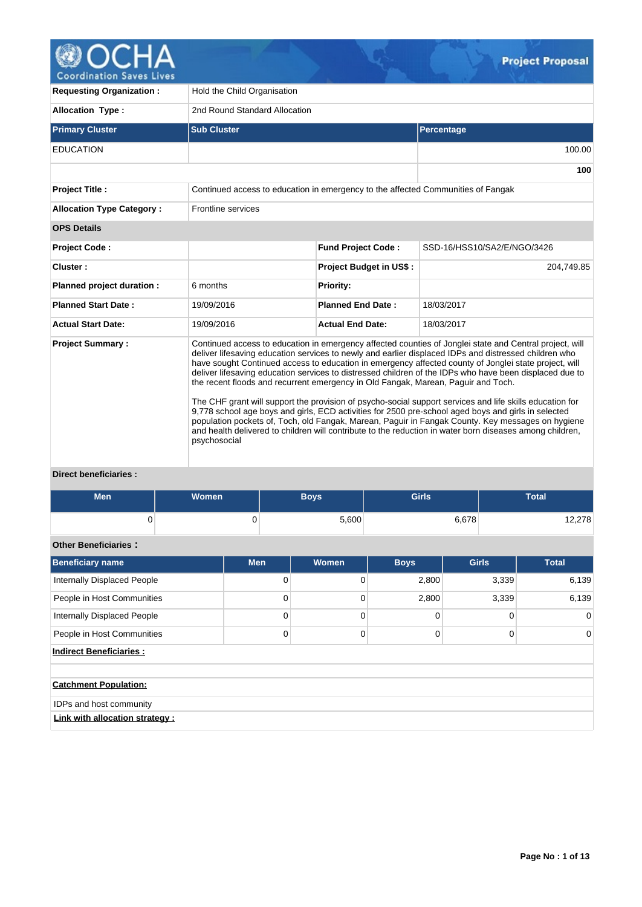# OCHA Coordination Saves Lives — Project Proposal

| | |
|---|---|
| **Requesting Organization :** | Hold the Child Organisation |
| **Allocation Type :** | 2nd Round Standard Allocation |

| Primary Cluster | Sub Cluster | Percentage |
|---|---|---|
| EDUCATION | | 100.00 |
| | | **100** |

| | |
|---|---|
| **Project Title :** | Continued access to education in emergency to the affected Communities of Fangak |
| **Allocation Type Category :** | Frontline services |

**OPS Details**

| | | | |
|---|---|---|---|
| **Project Code :** | | **Fund Project Code :** | SSD-16/HSS10/SA2/E/NGO/3426 |
| **Cluster :** | | **Project Budget in US$ :** | 204,749.85 |
| **Planned project duration :** | 6 months | **Priority:** | |
| **Planned Start Date :** | 19/09/2016 | **Planned End Date :** | 18/03/2017 |
| **Actual Start Date:** | 19/09/2016 | **Actual End Date:** | 18/03/2017 |

**Project Summary :**

Continued access to education in emergency affected counties of Jonglei state and Central project, will deliver lifesaving education services to newly and earlier displaced IDPs and distressed children who have sought Continued access to education in emergency affected county of Jonglei state project, will deliver lifesaving education services to distressed children of the IDPs who have been displaced due to the recent floods and recurrent emergency in Old Fangak, Marean, Paguir and Toch.

The CHF grant will support the provision of psycho-social support services and life skills education for 9,778 school age boys and girls, ECD activities for 2500 pre-school aged boys and girls in selected population pockets of, Toch, old Fangak, Marean, Paguir in Fangak County. Key messages on hygiene and health delivered to children will contribute to the reduction in water born diseases among children, psychosocial

**Direct beneficiaries :**

| Men | Women | Boys | Girls | Total |
|---|---|---|---|---|
| 0 | 0 | 5,600 | 6,678 | 12,278 |

**Other Beneficiaries :**

| Beneficiary name | Men | Women | Boys | Girls | Total |
|---|---|---|---|---|---|
| Internally Displaced People | 0 | 0 | 2,800 | 3,339 | 6,139 |
| People in Host Communities | 0 | 0 | 2,800 | 3,339 | 6,139 |
| Internally Displaced People | 0 | 0 | 0 | 0 | 0 |
| People in Host Communities | 0 | 0 | 0 | 0 | 0 |

**Indirect Beneficiaries :**

**Catchment Population:**

IDPs and host community

**Link with allocation strategy :**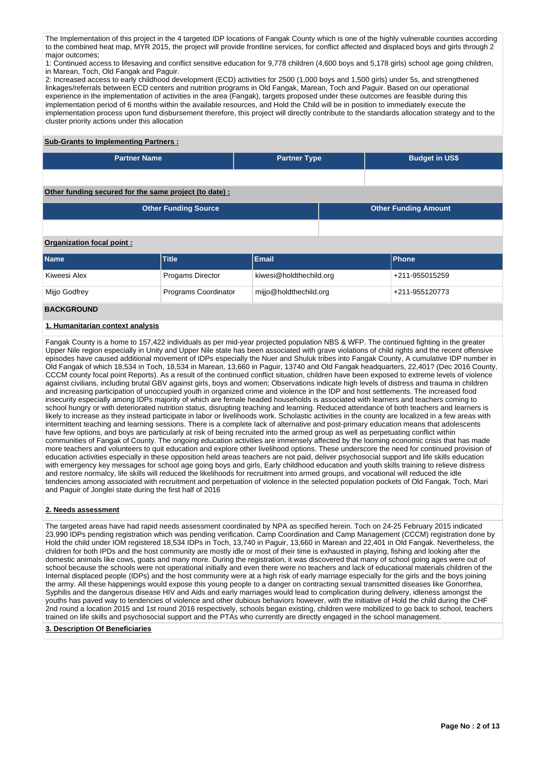The Implementation of this project in the 4 targeted IDP locations of Fangak County which is one of the highly vulnerable counties according to the combined heat map, MYR 2015, the project will provide frontline services, for conflict affected and displaced boys and girls through 2 major outcomes;

1: Continued access to lifesaving and conflict sensitive education for 9,778 children (4,600 boys and 5,178 girls) school age going children, in Marean, Toch, Old Fangak and Paguir.

2: Increased access to early childhood development (ECD) activities for 2500 (1,000 boys and 1,500 girls) under 5s, and strengthened linkages/referrals between ECD centers and nutrition programs in Old Fangak, Marean, Toch and Paguir. Based on our operational experience in the implementation of activities in the area (Fangak), targets proposed under these outcomes are feasible during this implementation period of 6 months within the available resources, and Hold the Child will be in position to immediately execute the implementation process upon fund disbursement therefore, this project will directly contribute to the standards allocation strategy and to the cluster priority actions under this allocation

**Sub-Grants to Implementing Partners :**

| Partner Name | Partner Type | Budget in US$ |
|---|---|---|
| | | |

**Other funding secured for the same project (to date) :**

| Other Funding Source | Other Funding Amount |
|---|---|
| | |

**Organization focal point :**

| Name | Title | Email | Phone |
|---|---|---|---|
| Kiweesi Alex | Progams Director | kiwesi@holdthechild.org | +211-955015259 |
| Mijjo Godfrey | Programs Coordinator | mijjo@holdthechild.org | +211-955120773 |

## BACKGROUND

### 1. Humanitarian context analysis

Fangak County is a home to 157,422 individuals as per mid-year projected population NBS & WFP. The continued fighting in the greater Upper Nile region especially in Unity and Upper Nile state has been associated with grave violations of child rights and the recent offensive episodes have caused additional movement of IDPs especially the Nuer and Shuluk tribes into Fangak County, A cumulative IDP number in Old Fangak of which 18,534 in Toch, 18,534 in Marean, 13,660 in Paguir, 13740 and Old Fangak headquarters, 22,401? (Dec 2016 County, CCCM county focal point Reports). As a result of the continued conflict situation, children have been exposed to extreme levels of violence against civilians, including brutal GBV against girls, boys and women; Observations indicate high levels of distress and trauma in children and increasing participation of unoccupied youth in organized crime and violence in the IDP and host settlements. The increased food insecurity especially among IDPs majority of which are female headed households is associated with learners and teachers coming to school hungry or with deteriorated nutrition status, disrupting teaching and learning. Reduced attendance of both teachers and learners is likely to increase as they instead participate in labor or livelihoods work. Scholastic activities in the county are localized in a few areas with intermittent teaching and learning sessions. There is a complete lack of alternative and post-primary education means that adolescents have few options, and boys are particularly at risk of being recruited into the armed group as well as perpetuating conflict within communities of Fangak of County. The ongoing education activities are immensely affected by the looming economic crisis that has made more teachers and volunteers to quit education and explore other livelihood options. These underscore the need for continued provision of education activities especially in these opposition held areas teachers are not paid, deliver psychosocial support and life skills education with emergency key messages for school age going boys and girls, Early childhood education and youth skills training to relieve distress and restore normalcy, life skills will reduced the likelihoods for recruitment into armed groups, and vocational will reduced the idle tendencies among associated with recruitment and perpetuation of violence in the selected population pockets of Old Fangak, Toch, Mari and Paguir of Jonglei state during the first half of 2016

### 2. Needs assessment

The targeted areas have had rapid needs assessment coordinated by NPA as specified herein. Toch on 24-25 February 2015 indicated 23,990 IDPs pending registration which was pending verification. Camp Coordination and Camp Management (CCCM) registration done by Hold the child under IOM registered 18,534 IDPs in Toch, 13,740 in Paguir, 13,660 in Marean and 22,401 in Old Fangak. Nevertheless, the children for both IPDs and the host community are mostly idle or most of their time is exhausted in playing, fishing and looking after the domestic animals like cows, goats and many more. During the registration, it was discovered that many of school going ages were out of school because the schools were not operational initially and even there were no teachers and lack of educational materials children of the Internal displaced people (IDPs) and the host community were at a high risk of early marriage especially for the girls and the boys joining the army. All these happenings would expose this young people to a danger on contracting sexual transmitted diseases like Gonorrhea, Syphilis and the dangerous disease HIV and Aids and early marriages would lead to complication during delivery, idleness amongst the youths has paved way to tendencies of violence and other dubious behaviors however, with the initiative of Hold the child during the CHF 2nd round a location 2015 and 1st round 2016 respectively, schools began existing, children were mobilized to go back to school, teachers trained on life skills and psychosocial support and the PTAs who currently are directly engaged in the school management.

### 3. Description Of Beneficiaries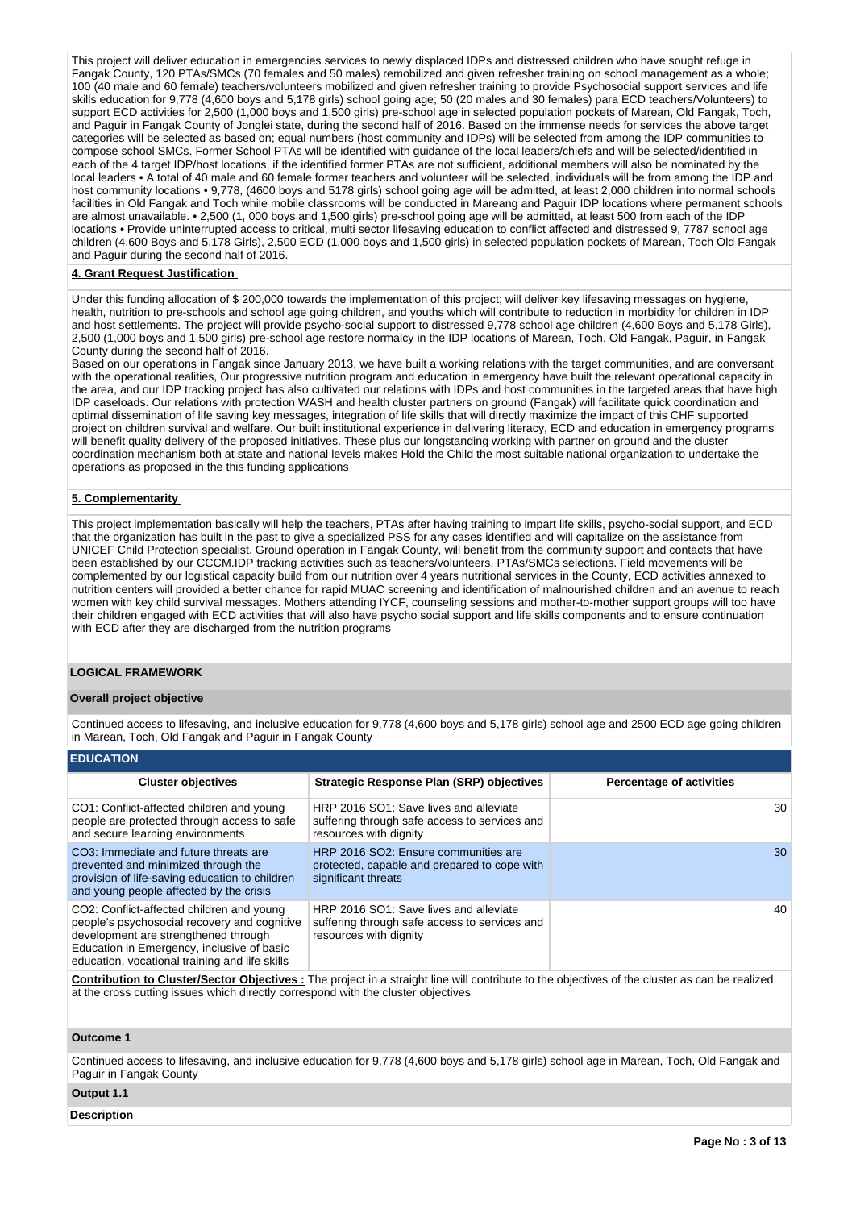This project will deliver education in emergencies services to newly displaced IDPs and distressed children who have sought refuge in Fangak County, 120 PTAs/SMCs (70 females and 50 males) remobilized and given refresher training on school management as a whole; 100 (40 male and 60 female) teachers/volunteers mobilized and given refresher training to provide Psychosocial support services and life skills education for 9,778 (4,600 boys and 5,178 girls) school going age; 50 (20 males and 30 females) para ECD teachers/Volunteers) to support ECD activities for 2,500 (1,000 boys and 1,500 girls) pre-school age in selected population pockets of Marean, Old Fangak, Toch, and Paguir in Fangak County of Jonglei state, during the second half of 2016. Based on the immense needs for services the above target categories will be selected as based on; equal numbers (host community and IDPs) will be selected from among the IDP communities to compose school SMCs. Former School PTAs will be identified with guidance of the local leaders/chiefs and will be selected/identified in each of the 4 target IDP/host locations, if the identified former PTAs are not sufficient, additional members will also be nominated by the local leaders • A total of 40 male and 60 female former teachers and volunteer will be selected, individuals will be from among the IDP and host community locations • 9,778, (4600 boys and 5178 girls) school going age will be admitted, at least 2,000 children into normal schools facilities in Old Fangak and Toch while mobile classrooms will be conducted in Mareang and Paguir IDP locations where permanent schools are almost unavailable. • 2,500 (1, 000 boys and 1,500 girls) pre-school going age will be admitted, at least 500 from each of the IDP locations • Provide uninterrupted access to critical, multi sector lifesaving education to conflict affected and distressed 9, 7787 school age children (4,600 Boys and 5,178 Girls), 2,500 ECD (1,000 boys and 1,500 girls) in selected population pockets of Marean, Toch Old Fangak and Paguir during the second half of 2016.

**4. Grant Request Justification**

Under this funding allocation of $ 200,000 towards the implementation of this project; will deliver key lifesaving messages on hygiene, health, nutrition to pre-schools and school age going children, and youths which will contribute to reduction in morbidity for children in IDP and host settlements. The project will provide psycho-social support to distressed 9,778 school age children (4,600 Boys and 5,178 Girls), 2,500 (1,000 boys and 1,500 girls) pre-school age restore normalcy in the IDP locations of Marean, Toch, Old Fangak, Paguir, in Fangak County during the second half of 2016.

Based on our operations in Fangak since January 2013, we have built a working relations with the target communities, and are conversant with the operational realities, Our progressive nutrition program and education in emergency have built the relevant operational capacity in the area, and our IDP tracking project has also cultivated our relations with IDPs and host communities in the targeted areas that have high IDP caseloads. Our relations with protection WASH and health cluster partners on ground (Fangak) will facilitate quick coordination and optimal dissemination of life saving key messages, integration of life skills that will directly maximize the impact of this CHF supported project on children survival and welfare. Our built institutional experience in delivering literacy, ECD and education in emergency programs will benefit quality delivery of the proposed initiatives. These plus our longstanding working with partner on ground and the cluster coordination mechanism both at state and national levels makes Hold the Child the most suitable national organization to undertake the operations as proposed in the this funding applications

**5. Complementarity**

This project implementation basically will help the teachers, PTAs after having training to impart life skills, psycho-social support, and ECD that the organization has built in the past to give a specialized PSS for any cases identified and will capitalize on the assistance from UNICEF Child Protection specialist. Ground operation in Fangak County, will benefit from the community support and contacts that have been established by our CCCM.IDP tracking activities such as teachers/volunteers, PTAs/SMCs selections. Field movements will be complemented by our logistical capacity build from our nutrition over 4 years nutritional services in the County, ECD activities annexed to nutrition centers will provided a better chance for rapid MUAC screening and identification of malnourished children and an avenue to reach women with key child survival messages. Mothers attending IYCF, counseling sessions and mother-to-mother support groups will too have their children engaged with ECD activities that will also have psycho social support and life skills components and to ensure continuation with ECD after they are discharged from the nutrition programs

## LOGICAL FRAMEWORK

**Overall project objective**

Continued access to lifesaving, and inclusive education for 9,778 (4,600 boys and 5,178 girls) school age and 2500 ECD age going children in Marean, Toch, Old Fangak and Paguir in Fangak County

**EDUCATION**

| Cluster objectives | Strategic Response Plan (SRP) objectives | Percentage of activities |
|---|---|---|
| CO1: Conflict-affected children and young people are protected through access to safe and secure learning environments | HRP 2016 SO1: Save lives and alleviate suffering through safe access to services and resources with dignity | 30 |
| CO3: Immediate and future threats are prevented and minimized through the provision of life-saving education to children and young people affected by the crisis | HRP 2016 SO2: Ensure communities are protected, capable and prepared to cope with significant threats | 30 |
| CO2: Conflict-affected children and young people's psychosocial recovery and cognitive development are strengthened through Education in Emergency, inclusive of basic education, vocational training and life skills | HRP 2016 SO1: Save lives and alleviate suffering through safe access to services and resources with dignity | 40 |

**Contribution to Cluster/Sector Objectives :** The project in a straight line will contribute to the objectives of the cluster as can be realized at the cross cutting issues which directly correspond with the cluster objectives

**Outcome 1**

Continued access to lifesaving, and inclusive education for 9,778 (4,600 boys and 5,178 girls) school age in Marean, Toch, Old Fangak and Paguir in Fangak County

**Output 1.1**

**Description**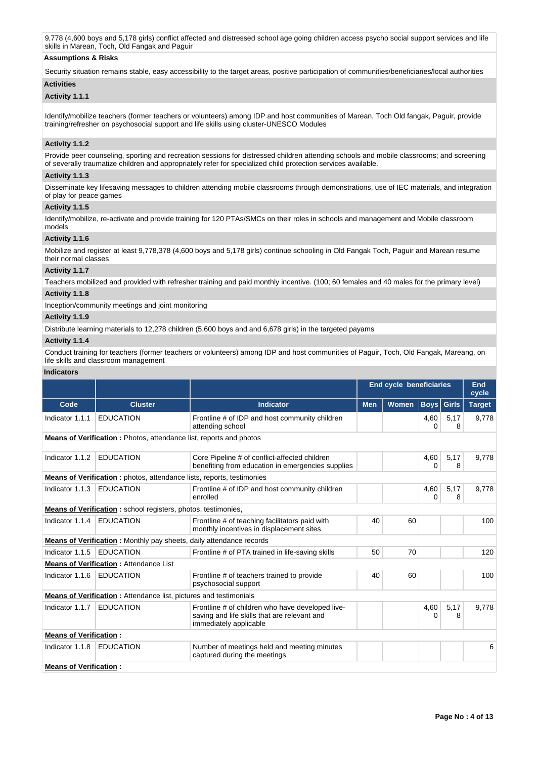9,778 (4,600 boys and 5,178 girls) conflict affected and distressed school age going children access psycho social support services and life skills in Marean, Toch, Old Fangak and Paguir

**Assumptions & Risks**

Security situation remains stable, easy accessibility to the target areas, positive participation of communities/beneficiaries/local authorities

**Activities**

**Activity 1.1.1**

Identify/mobilize teachers (former teachers or volunteers) among IDP and host communities of Marean, Toch Old fangak, Paguir, provide training/refresher on psychosocial support and life skills using cluster-UNESCO Modules

**Activity 1.1.2**

Provide peer counseling, sporting and recreation sessions for distressed children attending schools and mobile classrooms; and screening of severally traumatize children and appropriately refer for specialized child protection services available.

**Activity 1.1.3**

Disseminate key lifesaving messages to children attending mobile classrooms through demonstrations, use of IEC materials, and integration of play for peace games

**Activity 1.1.5**

Identify/mobilize, re-activate and provide training for 120 PTAs/SMCs on their roles in schools and management and Mobile classroom models

**Activity 1.1.6**

Mobilize and register at least 9,778,378 (4,600 boys and 5,178 girls) continue schooling in Old Fangak Toch, Paguir and Marean resume their normal classes

**Activity 1.1.7**

Teachers mobilized and provided with refresher training and paid monthly incentive. (100; 60 females and 40 males for the primary level)

**Activity 1.1.8**

Inception/community meetings and joint monitoring

**Activity 1.1.9**

Distribute learning materials to 12,278 children (5,600 boys and and 6,678 girls) in the targeted payams

**Activity 1.1.4**

Conduct training for teachers (former teachers or volunteers) among IDP and host communities of Paguir, Toch, Old Fangak, Mareang, on life skills and classroom management

**Indicators**

| | | | End cycle beneficiaries | | | | End cycle |
|---|---|---|---|---|---|---|---|
| Code | Cluster | Indicator | Men | Women | Boys | Girls | Target |
| Indicator 1.1.1 | EDUCATION | Frontline # of IDP and host community children attending school | | | 4,600 | 5,178 | 9,778 |
| **Means of Verification :** Photos, attendance list, reports and photos | | | | | | | |
| Indicator 1.1.2 | EDUCATION | Core Pipeline # of conflict-affected children benefiting from education in emergencies supplies | | | 4,600 | 5,178 | 9,778 |
| **Means of Verification :** photos, attendance lists, reports, testimonies | | | | | | | |
| Indicator 1.1.3 | EDUCATION | Frontline # of IDP and host community children enrolled | | | 4,600 | 5,178 | 9,778 |
| **Means of Verification :** school registers, photos, testimonies, | | | | | | | |
| Indicator 1.1.4 | EDUCATION | Frontline # of teaching facilitators paid with monthly incentives in displacement sites | 40 | 60 | | | 100 |
| **Means of Verification :** Monthly pay sheets, daily attendance records | | | | | | | |
| Indicator 1.1.5 | EDUCATION | Frontline # of PTA trained in life-saving skills | 50 | 70 | | | 120 |
| **Means of Verification :** Attendance List | | | | | | | |
| Indicator 1.1.6 | EDUCATION | Frontline # of teachers trained to provide psychosocial support | 40 | 60 | | | 100 |
| **Means of Verification :** Attendance list, pictures and testimonials | | | | | | | |
| Indicator 1.1.7 | EDUCATION | Frontline # of children who have developed live-saving and life skills that are relevant and immediately applicable | | | 4,600 | 5,178 | 9,778 |
| **Means of Verification :** | | | | | | | |
| Indicator 1.1.8 | EDUCATION | Number of meetings held and meeting minutes captured during the meetings | | | | | 6 |
| **Means of Verification :** | | | | | | | |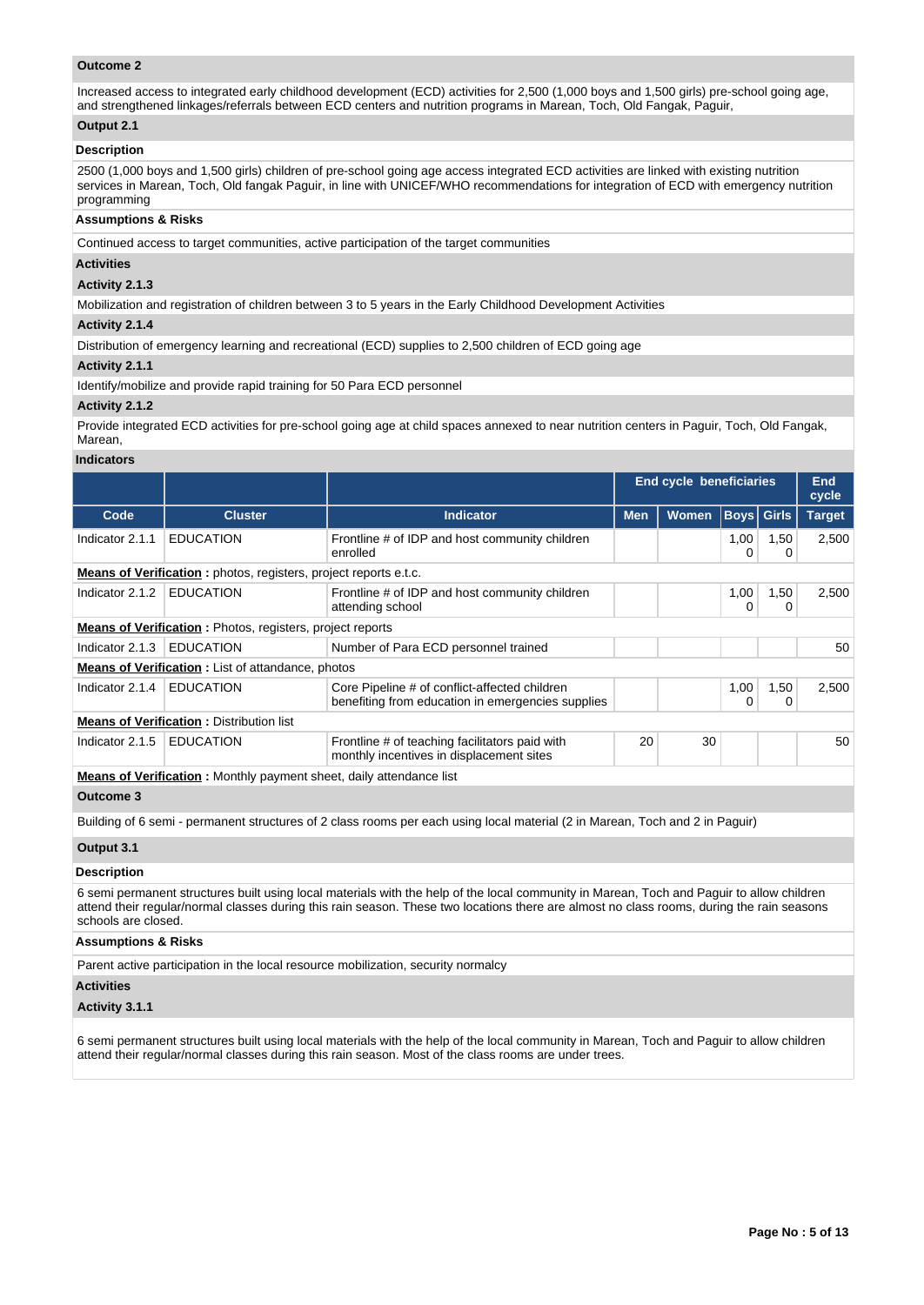**Outcome 2**

Increased access to integrated early childhood development (ECD) activities for 2,500 (1,000 boys and 1,500 girls) pre-school going age, and strengthened linkages/referrals between ECD centers and nutrition programs in Marean, Toch, Old Fangak, Paguir,

**Output 2.1**

**Description**

2500 (1,000 boys and 1,500 girls) children of pre-school going age access integrated ECD activities are linked with existing nutrition services in Marean, Toch, Old fangak Paguir, in line with UNICEF/WHO recommendations for integration of ECD with emergency nutrition programming

**Assumptions & Risks**

Continued access to target communities, active participation of the target communities

**Activities**

**Activity 2.1.3**

Mobilization and registration of children between 3 to 5 years in the Early Childhood Development Activities

**Activity 2.1.4**

Distribution of emergency learning and recreational (ECD) supplies to 2,500 children of ECD going age

**Activity 2.1.1**

Identify/mobilize and provide rapid training for 50 Para ECD personnel

**Activity 2.1.2**

Provide integrated ECD activities for pre-school going age at child spaces annexed to near nutrition centers in Paguir, Toch, Old Fangak, Marean,

**Indicators**

| | | | End cycle beneficiaries | | | | End cycle |
|---|---|---|---|---|---|---|---|
| Code | Cluster | Indicator | Men | Women | Boys | Girls | Target |
| Indicator 2.1.1 | EDUCATION | Frontline # of IDP and host community children enrolled | | | 1,000 | 1,500 | 2,500 |
| **Means of Verification :** photos, registers, project reports e.t.c. | | | | | | | |
| Indicator 2.1.2 | EDUCATION | Frontline # of IDP and host community children attending school | | | 1,000 | 1,500 | 2,500 |
| **Means of Verification :** Photos, registers, project reports | | | | | | | |
| Indicator 2.1.3 | EDUCATION | Number of Para ECD personnel trained | | | | | 50 |
| **Means of Verification :** List of attandance, photos | | | | | | | |
| Indicator 2.1.4 | EDUCATION | Core Pipeline # of conflict-affected children benefiting from education in emergencies supplies | | | 1,000 | 1,500 | 2,500 |
| **Means of Verification :** Distribution list | | | | | | | |
| Indicator 2.1.5 | EDUCATION | Frontline # of teaching facilitators paid with monthly incentives in displacement sites | 20 | 30 | | | 50 |
| **Means of Verification :** Monthly payment sheet, daily attendance list | | | | | | | |

**Outcome 3**

Building of 6 semi - permanent structures of 2 class rooms per each using local material (2 in Marean, Toch and 2 in Paguir)

**Output 3.1**

**Description**

6 semi permanent structures built using local materials with the help of the local community in Marean, Toch and Paguir to allow children attend their regular/normal classes during this rain season. These two locations there are almost no class rooms, during the rain seasons schools are closed.

**Assumptions & Risks**

Parent active participation in the local resource mobilization, security normalcy

**Activities**

**Activity 3.1.1**

6 semi permanent structures built using local materials with the help of the local community in Marean, Toch and Paguir to allow children attend their regular/normal classes during this rain season. Most of the class rooms are under trees.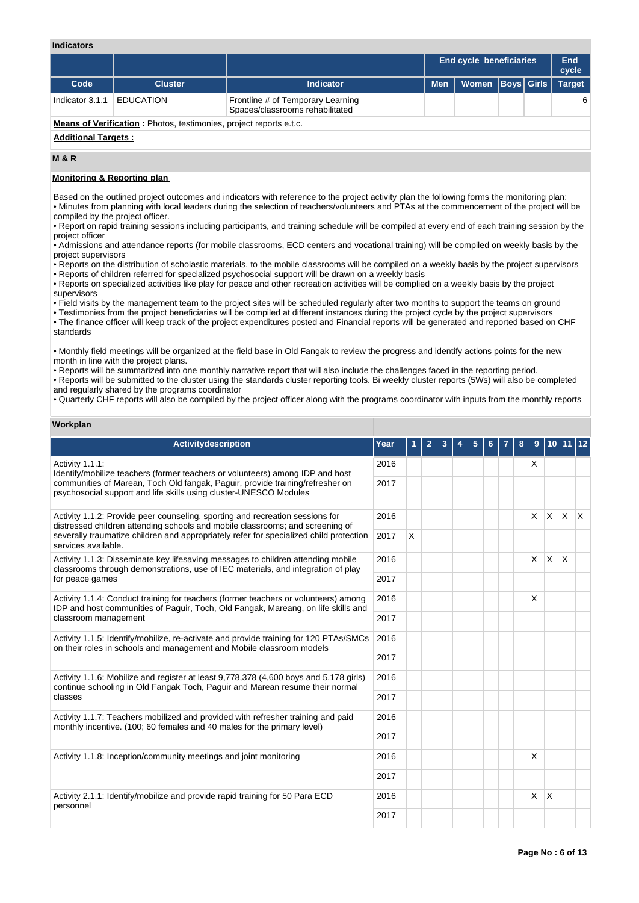**Indicators**

| | | | End cycle beneficiaries | | | | End cycle |
|---|---|---|---|---|---|---|---|
| **Code** | **Cluster** | **Indicator** | **Men** | **Women** | **Boys** | **Girls** | **Target** |
| Indicator 3.1.1 | EDUCATION | Frontline # of Temporary Learning Spaces/classrooms rehabilitated | | | | | 6 |

**Means of Verification** : Photos, testimonies, project reports e.t.c.

**Additional Targets :**

**M & R**

**Monitoring & Reporting plan**

Based on the outlined project outcomes and indicators with reference to the project activity plan the following forms the monitoring plan:
• Minutes from planning with local leaders during the selection of teachers/volunteers and PTAs at the commencement of the project will be compiled by the project officer.
• Report on rapid training sessions including participants, and training schedule will be compiled at every end of each training session by the project officer
• Admissions and attendance reports (for mobile classrooms, ECD centers and vocational training) will be compiled on weekly basis by the project supervisors
• Reports on the distribution of scholastic materials, to the mobile classrooms will be compiled on a weekly basis by the project supervisors
• Reports of children referred for specialized psychosocial support will be drawn on a weekly basis
• Reports on specialized activities like play for peace and other recreation activities will be complied on a weekly basis by the project supervisors
• Field visits by the management team to the project sites will be scheduled regularly after two months to support the teams on ground
• Testimonies from the project beneficiaries will be compiled at different instances during the project cycle by the project supervisors
• The finance officer will keep track of the project expenditures posted and Financial reports will be generated and reported based on CHF standards

• Monthly field meetings will be organized at the field base in Old Fangak to review the progress and identify actions points for the new month in line with the project plans.
• Reports will be summarized into one monthly narrative report that will also include the challenges faced in the reporting period.
• Reports will be submitted to the cluster using the standards cluster reporting tools. Bi weekly cluster reports (5Ws) will also be completed and regularly shared by the programs coordinator
• Quarterly CHF reports will also be compiled by the project officer along with the programs coordinator with inputs from the monthly reports

**Workplan**

| Activitydescription | Year | 1 | 2 | 3 | 4 | 5 | 6 | 7 | 8 | 9 | 10 | 11 | 12 |
|---|---|---|---|---|---|---|---|---|---|---|---|---|---|
| Activity 1.1.1: Identify/mobilize teachers (former teachers or volunteers) among IDP and host communities of Marean, Toch Old fangak, Paguir, provide training/refresher on psychosocial support and life skills using cluster-UNESCO Modules | 2016 | | | | | | | | | X | | | |
| | 2017 | | | | | | | | | | | | |
| Activity 1.1.2: Provide peer counseling, sporting and recreation sessions for distressed children attending schools and mobile classrooms; and screening of severally traumatize children and appropriately refer for specialized child protection services available. | 2016 | | | | | | | | | X | X | X | X |
| | 2017 | X | | | | | | | | | | | |
| Activity 1.1.3: Disseminate key lifesaving messages to children attending mobile classrooms through demonstrations, use of IEC materials, and integration of play for peace games | 2016 | | | | | | | | | X | X | X | |
| | 2017 | | | | | | | | | | | | |
| Activity 1.1.4: Conduct training for teachers (former teachers or volunteers) among IDP and host communities of Paguir, Toch, Old Fangak, Mareang, on life skills and classroom management | 2016 | | | | | | | | | X | | | |
| | 2017 | | | | | | | | | | | | |
| Activity 1.1.5: Identify/mobilize, re-activate and provide training for 120 PTAs/SMCs on their roles in schools and management and Mobile classroom models | 2016 | | | | | | | | | | | | |
| | 2017 | | | | | | | | | | | | |
| Activity 1.1.6: Mobilize and register at least 9,778,378 (4,600 boys and 5,178 girls) continue schooling in Old Fangak Toch, Paguir and Marean resume their normal classes | 2016 | | | | | | | | | | | | |
| | 2017 | | | | | | | | | | | | |
| Activity 1.1.7: Teachers mobilized and provided with refresher training and paid monthly incentive. (100; 60 females and 40 males for the primary level) | 2016 | | | | | | | | | | | | |
| | 2017 | | | | | | | | | | | | |
| Activity 1.1.8: Inception/community meetings and joint monitoring | 2016 | | | | | | | | | X | | | |
| | 2017 | | | | | | | | | | | | |
| Activity 2.1.1: Identify/mobilize and provide rapid training for 50 Para ECD personnel | 2016 | | | | | | | | | X | X | | |
| | 2017 | | | | | | | | | | | | |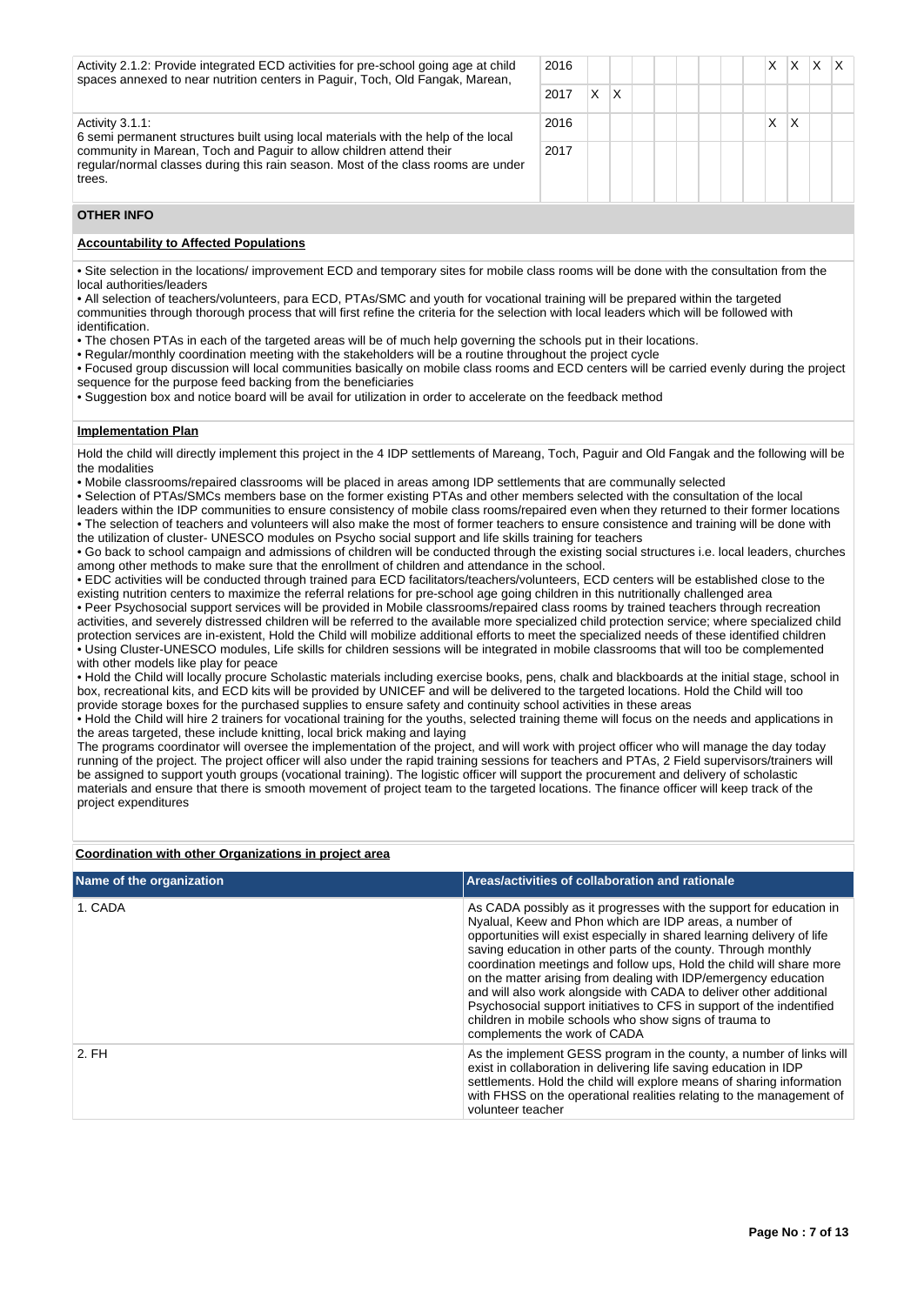| | | | | | | | | | | | | | |
|---|---|---|---|---|---|---|---|---|---|---|---|---|---|
| Activity 2.1.2: Provide integrated ECD activities for pre-school going age at child spaces annexed to near nutrition centers in Paguir, Toch, Old Fangak, Marean, | 2016 | | | | | | | | | X | X | X | X |
| | 2017 | X | X | | | | | | | | | | |
| Activity 3.1.1: 6 semi permanent structures built using local materials with the help of the local community in Marean, Toch and Paguir to allow children attend their regular/normal classes during this rain season. Most of the class rooms are under trees. | 2016 | | | | | | | | | X | X | | |
| | 2017 | | | | | | | | | | | | |

## OTHER INFO

### Accountability to Affected Populations

• Site selection in the locations/ improvement ECD and temporary sites for mobile class rooms will be done with the consultation from the local authorities/leaders
• All selection of teachers/volunteers, para ECD, PTAs/SMC and youth for vocational training will be prepared within the targeted communities through thorough process that will first refine the criteria for the selection with local leaders which will be followed with identification.
• The chosen PTAs in each of the targeted areas will be of much help governing the schools put in their locations.
• Regular/monthly coordination meeting with the stakeholders will be a routine throughout the project cycle
• Focused group discussion will local communities basically on mobile class rooms and ECD centers will be carried evenly during the project sequence for the purpose feed backing from the beneficiaries
• Suggestion box and notice board will be avail for utilization in order to accelerate on the feedback method

### Implementation Plan

Hold the child will directly implement this project in the 4 IDP settlements of Mareang, Toch, Paguir and Old Fangak and the following will be the modalities
• Mobile classrooms/repaired classrooms will be placed in areas among IDP settlements that are communally selected
• Selection of PTAs/SMCs members base on the former existing PTAs and other members selected with the consultation of the local leaders within the IDP communities to ensure consistency of mobile class rooms/repaired even when they returned to their former locations
• The selection of teachers and volunteers will also make the most of former teachers to ensure consistence and training will be done with the utilization of cluster- UNESCO modules on Psycho social support and life skills training for teachers
• Go back to school campaign and admissions of children will be conducted through the existing social structures i.e. local leaders, churches among other methods to make sure that the enrollment of children and attendance in the school.
• EDC activities will be conducted through trained para ECD facilitators/teachers/volunteers, ECD centers will be established close to the existing nutrition centers to maximize the referral relations for pre-school age going children in this nutritionally challenged area
• Peer Psychosocial support services will be provided in Mobile classrooms/repaired class rooms by trained teachers through recreation activities, and severely distressed children will be referred to the available more specialized child protection service; where specialized child protection services are in-existent, Hold the Child will mobilize additional efforts to meet the specialized needs of these identified children
• Using Cluster-UNESCO modules, Life skills for children sessions will be integrated in mobile classrooms that will too be complemented with other models like play for peace
• Hold the Child will locally procure Scholastic materials including exercise books, pens, chalk and blackboards at the initial stage, school in box, recreational kits, and ECD kits will be provided by UNICEF and will be delivered to the targeted locations. Hold the Child will too provide storage boxes for the purchased supplies to ensure safety and continuity school activities in these areas
• Hold the Child will hire 2 trainers for vocational training for the youths, selected training theme will focus on the needs and applications in the areas targeted, these include knitting, local brick making and laying
The programs coordinator will oversee the implementation of the project, and will work with project officer who will manage the day today running of the project. The project officer will also under the rapid training sessions for teachers and PTAs, 2 Field supervisors/trainers will be assigned to support youth groups (vocational training). The logistic officer will support the procurement and delivery of scholastic materials and ensure that there is smooth movement of project team to the targeted locations. The finance officer will keep track of the project expenditures

### Coordination with other Organizations in project area

| Name of the organization | Areas/activities of collaboration and rationale |
|---|---|
| 1. CADA | As CADA possibly as it progresses with the support for education in Nyalual, Keew and Phon which are IDP areas, a number of opportunities will exist especially in shared learning delivery of life saving education in other parts of the county. Through monthly coordination meetings and follow ups, Hold the child will share more on the matter arising from dealing with IDP/emergency education and will also work alongside with CADA to deliver other additional Psychosocial support initiatives to CFS in support of the indentified children in mobile schools who show signs of trauma to complements the work of CADA |
| 2. FH | As the implement GESS program in the county, a number of links will exist in collaboration in delivering life saving education in IDP settlements. Hold the child will explore means of sharing information with FHSS on the operational realities relating to the management of volunteer teacher |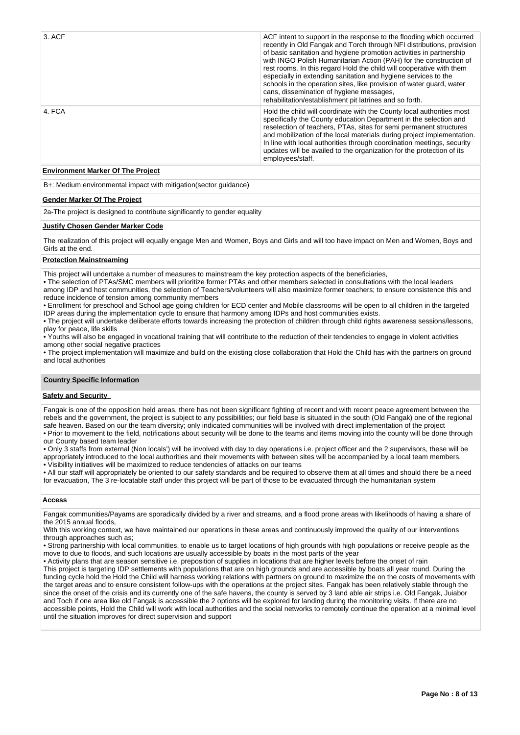| | |
|---|---|
| 3. ACF | ACF intent to support in the response to the flooding which occurred recently in Old Fangak and Torch through NFI distributions, provision of basic sanitation and hygiene promotion activities in partnership with INGO Polish Humanitarian Action (PAH) for the construction of rest rooms. In this regard Hold the child will cooperative with them especially in extending sanitation and hygiene services to the schools in the operation sites, like provision of water guard, water cans, dissemination of hygiene messages, rehabilitation/establishment pit latrines and so forth. |
| 4. FCA | Hold the child will coordinate with the County local authorities most specifically the County education Department in the selection and reselection of teachers, PTAs, sites for semi permanent structures and mobilization of the local materials during project implementation. In line with local authorities through coordination meetings, security updates will be availed to the organization for the protection of its employees/staff. |

**Environment Marker Of The Project**

B+: Medium environmental impact with mitigation(sector guidance)

**Gender Marker Of The Project**

2a-The project is designed to contribute significantly to gender equality

**Justify Chosen Gender Marker Code**

The realization of this project will equally engage Men and Women, Boys and Girls and will too have impact on Men and Women, Boys and Girls at the end.

**Protection Mainstreaming**

This project will undertake a number of measures to mainstream the key protection aspects of the beneficiaries,

• The selection of PTAs/SMC members will prioritize former PTAs and other members selected in consultations with the local leaders among IDP and host communities, the selection of Teachers/volunteers will also maximize former teachers; to ensure consistence this and reduce incidence of tension among community members

• Enrollment for preschool and School age going children for ECD center and Mobile classrooms will be open to all children in the targeted IDP areas during the implementation cycle to ensure that harmony among IDPs and host communities exists.

• The project will undertake deliberate efforts towards increasing the protection of children through child rights awareness sessions/lessons, play for peace, life skills

• Youths will also be engaged in vocational training that will contribute to the reduction of their tendencies to engage in violent activities among other social negative practices

• The project implementation will maximize and build on the existing close collaboration that Hold the Child has with the partners on ground and local authorities

## Country Specific Information

**Safety and Security**

Fangak is one of the opposition held areas, there has not been significant fighting of recent and with recent peace agreement between the rebels and the government, the project is subject to any possibilities; our field base is situated in the south (Old Fangak) one of the regional safe heaven. Based on our the team diversity; only indicated communities will be involved with direct implementation of the project

• Prior to movement to the field, notifications about security will be done to the teams and items moving into the county will be done through our County based team leader

• Only 3 staffs from external (Non locals') will be involved with day to day operations i.e. project officer and the 2 supervisors, these will be appropriately introduced to the local authorities and their movements with between sites will be accompanied by a local team members.

• Visibility initiatives will be maximized to reduce tendencies of attacks on our teams

• All our staff will appropriately be oriented to our safety standards and be required to observe them at all times and should there be a need for evacuation, The 3 re-locatable staff under this project will be part of those to be evacuated through the humanitarian system

**Access**

Fangak communities/Payams are sporadically divided by a river and streams, and a flood prone areas with likelihoods of having a share of the 2015 annual floods,

With this working context, we have maintained our operations in these areas and continuously improved the quality of our interventions through approaches such as;

• Strong partnership with local communities, to enable us to target locations of high grounds with high populations or receive people as the move to due to floods, and such locations are usually accessible by boats in the most parts of the year

• Activity plans that are season sensitive i.e. preposition of supplies in locations that are higher levels before the onset of rain

This project is targeting IDP settlements with populations that are on high grounds and are accessible by boats all year round. During the funding cycle hold the Hold the Child will harness working relations with partners on ground to maximize the on the costs of movements with the target areas and to ensure consistent follow-ups with the operations at the project sites. Fangak has been relatively stable through the since the onset of the crisis and its currently one of the safe havens, the county is served by 3 land able air strips i.e. Old Fangak, Juiabor and Toch if one area like old Fangak is accessible the 2 options will be explored for landing during the monitoring visits. If there are no accessible points, Hold the Child will work with local authorities and the social networks to remotely continue the operation at a minimal level until the situation improves for direct supervision and support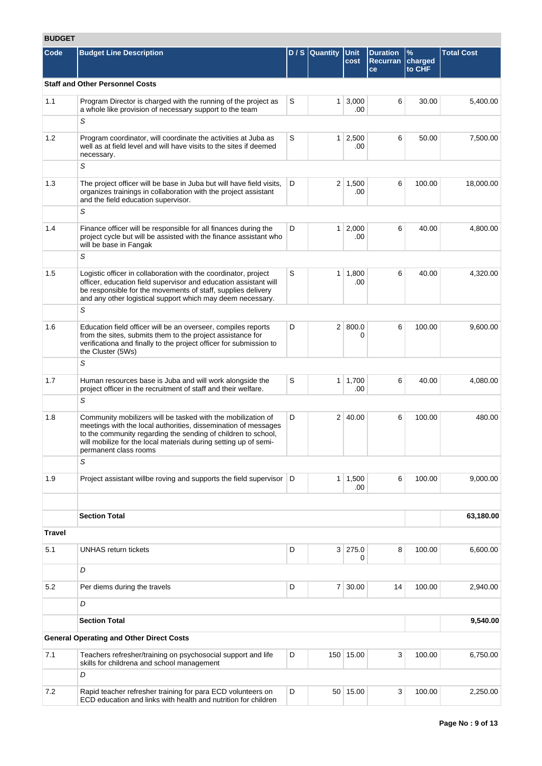## BUDGET

| Code | Budget Line Description | D / S | Quantity | Unit cost | Duration Recurrance | % charged to CHF | Total Cost |
|---|---|---|---|---|---|---|---|
| **Staff and Other Personnel Costs** | | | | | | | |
| 1.1 | Program Director is charged with the running of the project as a whole like provision of necessary support to the team | S | 1 | 3,000.00 | 6 | 30.00 | 5,400.00 |
| | S | | | | | | |
| 1.2 | Program coordinator, will coordinate the activities at Juba as well as at field level and will have visits to the sites if deemed necessary. | S | 1 | 2,500.00 | 6 | 50.00 | 7,500.00 |
| | S | | | | | | |
| 1.3 | The project officer will be base in Juba but will have field visits, organizes trainings in collaboration with the project assistant and the field education supervisor. | D | 2 | 1,500.00 | 6 | 100.00 | 18,000.00 |
| | S | | | | | | |
| 1.4 | Finance officer will be responsible for all finances during the project cycle but will be assisted with the finance assistant who will be base in Fangak | D | 1 | 2,000.00 | 6 | 40.00 | 4,800.00 |
| | S | | | | | | |
| 1.5 | Logistic officer in collaboration with the coordinator, project officer, education field supervisor and education assistant will be responsible for the movements of staff, supplies delivery and any other logistical support which may deem necessary. | S | 1 | 1,800.00 | 6 | 40.00 | 4,320.00 |
| | S | | | | | | |
| 1.6 | Education field officer will be an overseer, compiles reports from the sites, submits them to the project assistance for verificationa and finally to the project officer for submission to the Cluster (5Ws) | D | 2 | 800.00 | 6 | 100.00 | 9,600.00 |
| | S | | | | | | |
| 1.7 | Human resources base is Juba and will work alongside the project officer in the recruitment of staff and their welfare. | S | 1 | 1,700.00 | 6 | 40.00 | 4,080.00 |
| | S | | | | | | |
| 1.8 | Community mobilizers will be tasked with the mobilization of meetings with the local authorities, dissemination of messages to the community regarding the sending of children to school, will mobilize for the local materials during setting up of semi-permanent class rooms | D | 2 | 40.00 | 6 | 100.00 | 480.00 |
| | S | | | | | | |
| 1.9 | Project assistant willbe roving and supports the field supervisor | D | 1 | 1,500.00 | 6 | 100.00 | 9,000.00 |
| | | | | | | | |
| | **Section Total** | | | | | | **63,180.00** |
| **Travel** | | | | | | | |
| 5.1 | UNHAS return tickets | D | 3 | 275.00 | 8 | 100.00 | 6,600.00 |
| | D | | | | | | |
| 5.2 | Per diems during the travels | D | 7 | 30.00 | 14 | 100.00 | 2,940.00 |
| | D | | | | | | |
| | **Section Total** | | | | | | **9,540.00** |
| **General Operating and Other Direct Costs** | | | | | | | |
| 7.1 | Teachers refresher/training on psychosocial support and life skills for childrena and school management | D | 150 | 15.00 | 3 | 100.00 | 6,750.00 |
| | D | | | | | | |
| 7.2 | Rapid teacher refresher training for para ECD volunteers on ECD education and links with health and nutrition for children | D | 50 | 15.00 | 3 | 100.00 | 2,250.00 |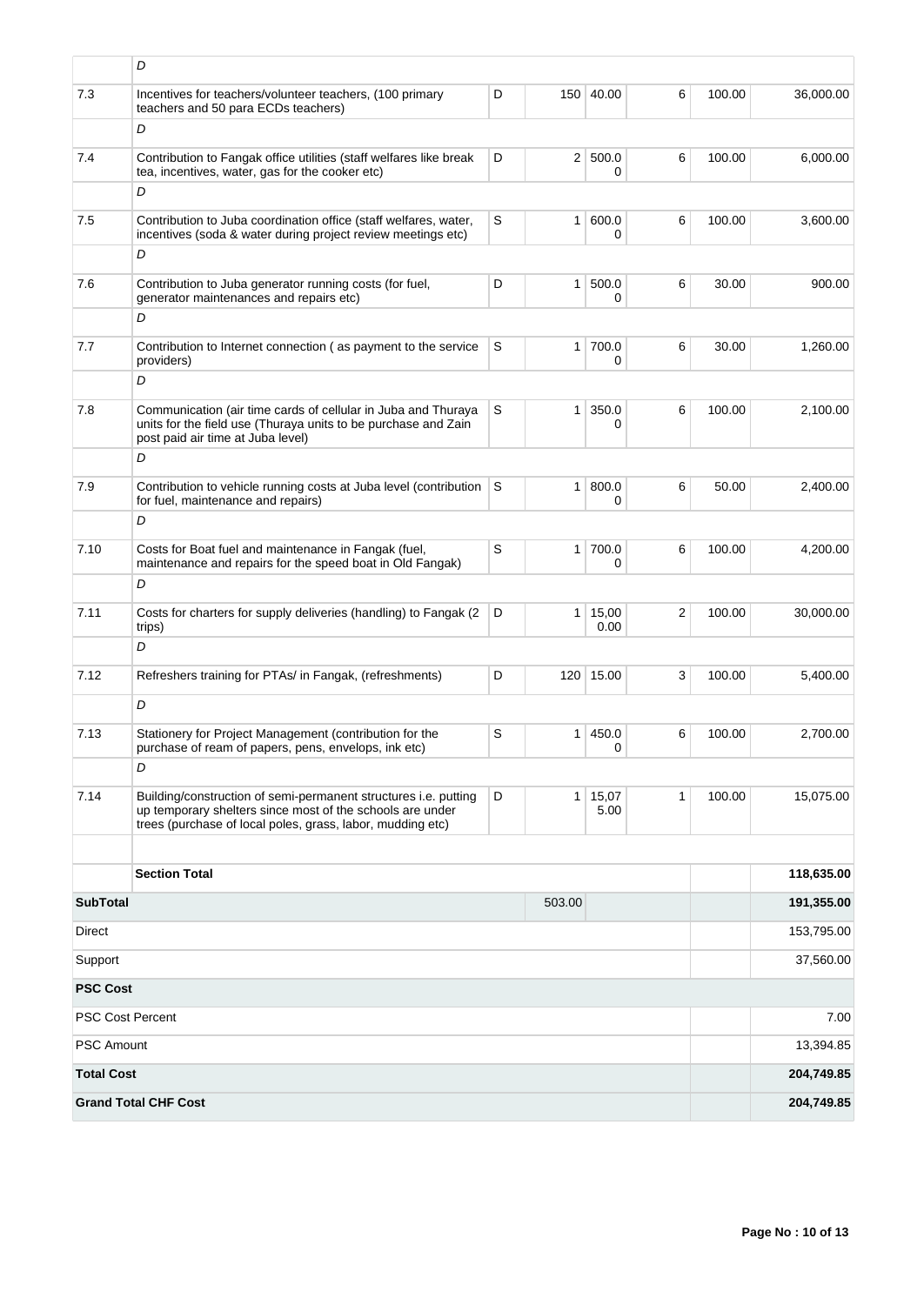| | | | | | | | |
|---|---|---|---|---|---|---|---|
| | D | | | | | | |
| 7.3 | Incentives for teachers/volunteer teachers, (100 primary teachers and 50 para ECDs teachers) | D | 150 | 40.00 | 6 | 100.00 | 36,000.00 |
| | D | | | | | | |
| 7.4 | Contribution to Fangak office utilities (staff welfares like break tea, incentives, water, gas for the cooker etc) | D | 2 | 500.00 | 6 | 100.00 | 6,000.00 |
| | D | | | | | | |
| 7.5 | Contribution to Juba coordination office (staff welfares, water, incentives (soda & water during project review meetings etc) | S | 1 | 600.00 | 6 | 100.00 | 3,600.00 |
| | D | | | | | | |
| 7.6 | Contribution to Juba generator running costs (for fuel, generator maintenances and repairs etc) | D | 1 | 500.00 | 6 | 30.00 | 900.00 |
| | D | | | | | | |
| 7.7 | Contribution to Internet connection ( as payment to the service providers) | S | 1 | 700.00 | 6 | 30.00 | 1,260.00 |
| | D | | | | | | |
| 7.8 | Communication (air time cards of cellular in Juba and Thuraya units for the field use (Thuraya units to be purchase and Zain post paid air time at Juba level) | S | 1 | 350.00 | 6 | 100.00 | 2,100.00 |
| | D | | | | | | |
| 7.9 | Contribution to vehicle running costs at Juba level (contribution for fuel, maintenance and repairs) | S | 1 | 800.00 | 6 | 50.00 | 2,400.00 |
| | D | | | | | | |
| 7.10 | Costs for Boat fuel and maintenance in Fangak (fuel, maintenance and repairs for the speed boat in Old Fangak) | S | 1 | 700.00 | 6 | 100.00 | 4,200.00 |
| | D | | | | | | |
| 7.11 | Costs for charters for supply deliveries (handling) to Fangak (2 trips) | D | 1 | 15,000.00 | 2 | 100.00 | 30,000.00 |
| | D | | | | | | |
| 7.12 | Refreshers training for PTAs/ in Fangak, (refreshments) | D | 120 | 15.00 | 3 | 100.00 | 5,400.00 |
| | D | | | | | | |
| 7.13 | Stationery for Project Management (contribution for the purchase of ream of papers, pens, envelops, ink etc) | S | 1 | 450.00 | 6 | 100.00 | 2,700.00 |
| | D | | | | | | |
| 7.14 | Building/construction of semi-permanent structures i.e. putting up temporary shelters since most of the schools are under trees (purchase of local poles, grass, labor, mudding etc) | D | 1 | 15,075.00 | 1 | 100.00 | 15,075.00 |
| | | | | | | | |
| | **Section Total** | | | | | | **118,635.00** |
| **SubTotal** | | | 503.00 | | | | **191,355.00** |
| Direct | | | | | | | 153,795.00 |
| Support | | | | | | | 37,560.00 |
| **PSC Cost** | | | | | | | |
| PSC Cost Percent | | | | | | | 7.00 |
| PSC Amount | | | | | | | 13,394.85 |
| **Total Cost** | | | | | | | **204,749.85** |
| **Grand Total CHF Cost** | | | | | | | **204,749.85** |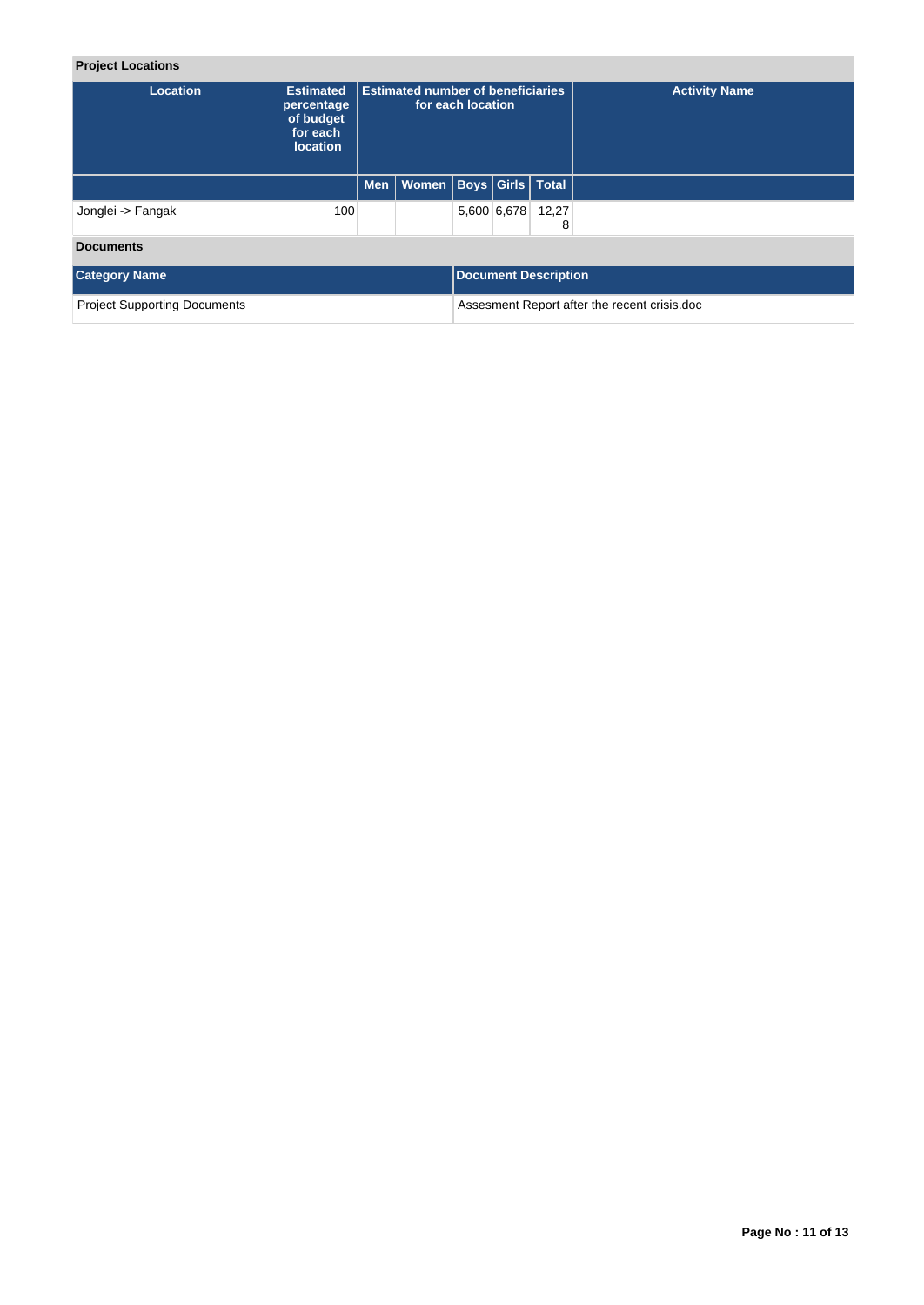### Project Locations

| Location | Estimated percentage of budget for each location | Estimated number of beneficiaries for each location | | | | | Activity Name |
|---|---|---|---|---|---|---|---|
| | | Men | Women | Boys | Girls | Total | |
| Jonglei -> Fangak | 100 | | | 5,600 | 6,678 | 12,278 | |

### Documents

| Category Name | Document Description |
|---|---|
| Project Supporting Documents | Assesment Report after the recent crisis.doc |